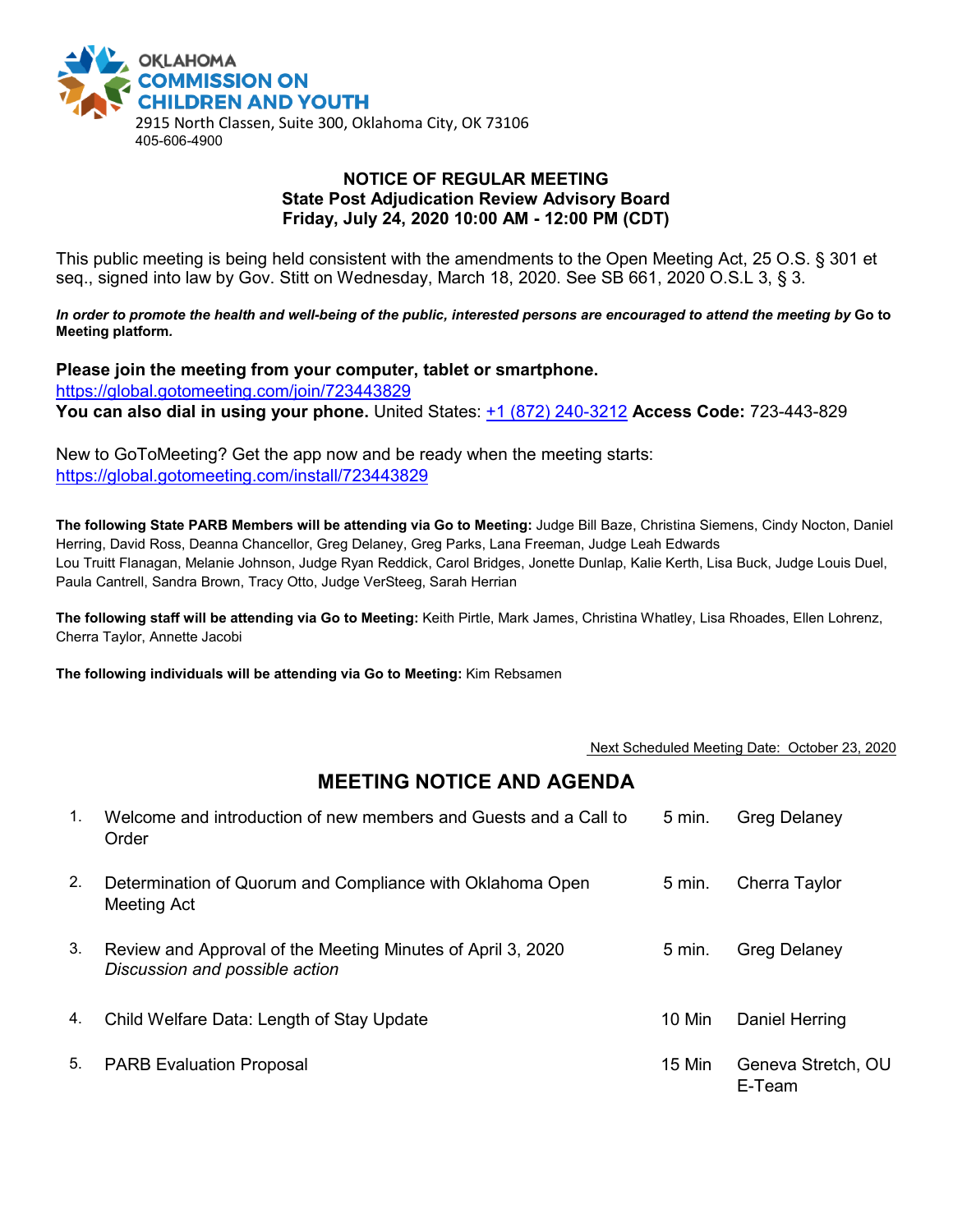**OKLAHOMA COMMISSION ON CHILDREN AND YOUTH**
2915 North Classen, Suite 300, Oklahoma City, OK 73106
405-606-4900

**NOTICE OF REGULAR MEETING**
**State Post Adjudication Review Advisory Board**
**Friday, July 24, 2020 10:00 AM - 12:00 PM (CDT)**

This public meeting is being held consistent with the amendments to the Open Meeting Act, 25 O.S. § 301 et seq., signed into law by Gov. Stitt on Wednesday, March 18, 2020. See SB 661, 2020 O.S.L 3, § 3.

***In order to promote the health and well-being of the public, interested persons are encouraged to attend the meeting by* Go to Meeting platform.**

**Please join the meeting from your computer, tablet or smartphone.**
https://global.gotomeeting.com/join/723443829
**You can also dial in using your phone.** United States: +1 (872) 240-3212 **Access Code:** 723-443-829

New to GoToMeeting? Get the app now and be ready when the meeting starts:
https://global.gotomeeting.com/install/723443829

**The following State PARB Members will be attending via Go to Meeting:** Judge Bill Baze, Christina Siemens, Cindy Nocton, Daniel Herring, David Ross, Deanna Chancellor, Greg Delaney, Greg Parks, Lana Freeman, Judge Leah Edwards Lou Truitt Flanagan, Melanie Johnson, Judge Ryan Reddick, Carol Bridges, Jonette Dunlap, Kalie Kerth, Lisa Buck, Judge Louis Duel, Paula Cantrell, Sandra Brown, Tracy Otto, Judge VerSteeg, Sarah Herrian

**The following staff will be attending via Go to Meeting:** Keith Pirtle, Mark James, Christina Whatley, Lisa Rhoades, Ellen Lohrenz, Cherra Taylor, Annette Jacobi

**The following individuals will be attending via Go to Meeting:** Kim Rebsamen

Next Scheduled Meeting Date: October 23, 2020

## MEETING NOTICE AND AGENDA

| # | Item | Time | Presenter |
|---|---|---|---|
| 1. | Welcome and introduction of new members and Guests and a Call to Order | 5 min. | Greg Delaney |
| 2. | Determination of Quorum and Compliance with Oklahoma Open Meeting Act | 5 min. | Cherra Taylor |
| 3. | Review and Approval of the Meeting Minutes of April 3, 2020 *Discussion and possible action* | 5 min. | Greg Delaney |
| 4. | Child Welfare Data: Length of Stay Update | 10 Min | Daniel Herring |
| 5. | PARB Evaluation Proposal | 15 Min | Geneva Stretch, OU E-Team |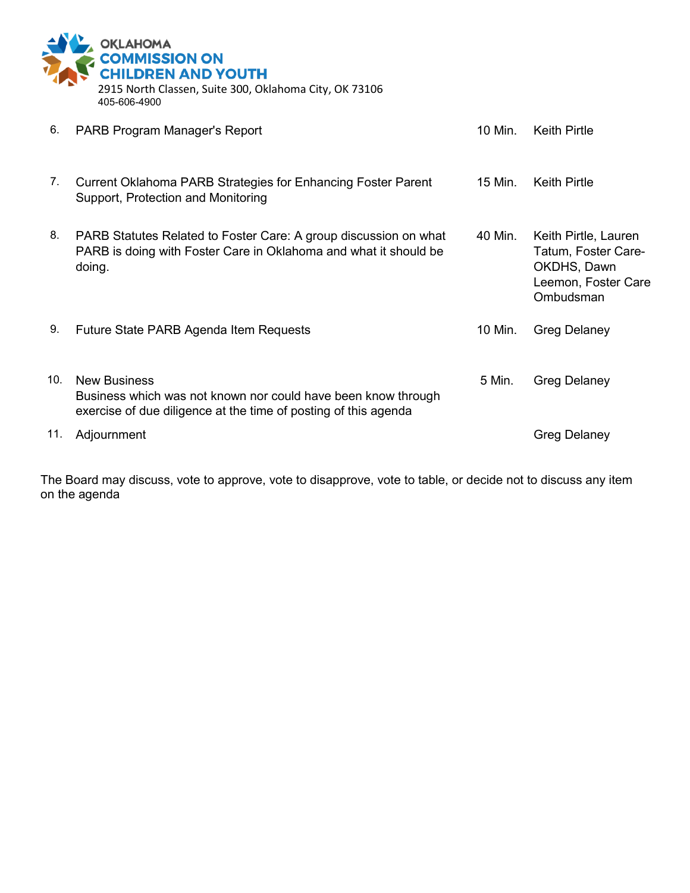**OKLAHOMA COMMISSION ON CHILDREN AND YOUTH**
2915 North Classen, Suite 300, Oklahoma City, OK 73106
405-606-4900

| | | | |
|---|---|---|---|
| 6. | PARB Program Manager's Report | 10 Min. | Keith Pirtle |
| 7. | Current Oklahoma PARB Strategies for Enhancing Foster Parent Support, Protection and Monitoring | 15 Min. | Keith Pirtle |
| 8. | PARB Statutes Related to Foster Care: A group discussion on what PARB is doing with Foster Care in Oklahoma and what it should be doing. | 40 Min. | Keith Pirtle, Lauren Tatum, Foster Care-OKDHS, Dawn Leemon, Foster Care Ombudsman |
| 9. | Future State PARB Agenda Item Requests | 10 Min. | Greg Delaney |
| 10. | New Business<br>Business which was not known nor could have been know through exercise of due diligence at the time of posting of this agenda | 5 Min. | Greg Delaney |
| 11. | Adjournment | | Greg Delaney |

The Board may discuss, vote to approve, vote to disapprove, vote to table, or decide not to discuss any item on the agenda